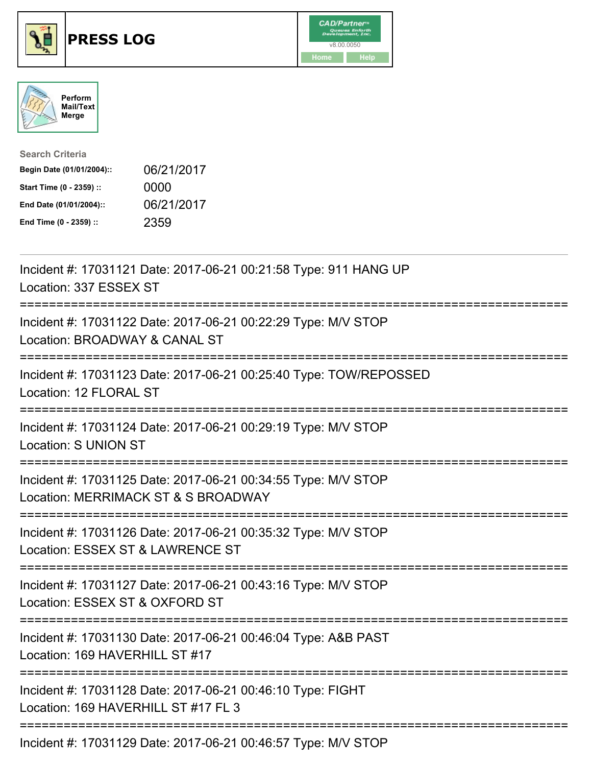# PRESS LOG

CAD/Partner
v8.00.0050
Home Help

Perform Mail/Text Merge

**Search Criteria**

| | |
|---|---|
| **Begin Date (01/01/2004)::** | 06/21/2017 |
| **Start Time (0 - 2359) ::** | 0000 |
| **End Date (01/01/2004)::** | 06/21/2017 |
| **End Time (0 - 2359) ::** | 2359 |

---

Incident #: 17031121 Date: 2017-06-21 00:21:58 Type: 911 HANG UP
Location: 337 ESSEX ST

===========================================================================

Incident #: 17031122 Date: 2017-06-21 00:22:29 Type: M/V STOP
Location: BROADWAY & CANAL ST

===========================================================================

Incident #: 17031123 Date: 2017-06-21 00:25:40 Type: TOW/REPOSSED
Location: 12 FLORAL ST

===========================================================================

Incident #: 17031124 Date: 2017-06-21 00:29:19 Type: M/V STOP
Location: S UNION ST

===========================================================================

Incident #: 17031125 Date: 2017-06-21 00:34:55 Type: M/V STOP
Location: MERRIMACK ST & S BROADWAY

===========================================================================

Incident #: 17031126 Date: 2017-06-21 00:35:32 Type: M/V STOP
Location: ESSEX ST & LAWRENCE ST

===========================================================================

Incident #: 17031127 Date: 2017-06-21 00:43:16 Type: M/V STOP
Location: ESSEX ST & OXFORD ST

===========================================================================

Incident #: 17031130 Date: 2017-06-21 00:46:04 Type: A&B PAST
Location: 169 HAVERHILL ST #17

===========================================================================

Incident #: 17031128 Date: 2017-06-21 00:46:10 Type: FIGHT
Location: 169 HAVERHILL ST #17 FL 3

===========================================================================

Incident #: 17031129 Date: 2017-06-21 00:46:57 Type: M/V STOP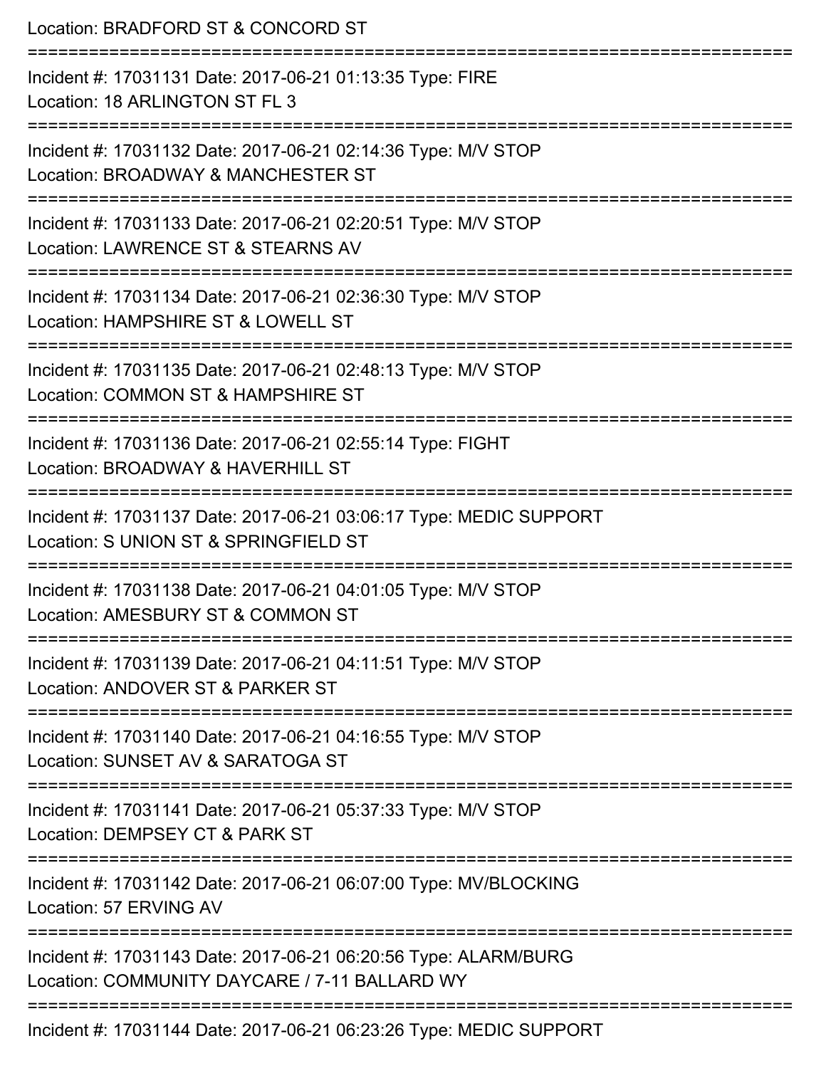Location: BRADFORD ST & CONCORD ST

===========================================================================

Incident #: 17031131 Date: 2017-06-21 01:13:35 Type: FIRE
Location: 18 ARLINGTON ST FL 3

===========================================================================

Incident #: 17031132 Date: 2017-06-21 02:14:36 Type: M/V STOP
Location: BROADWAY & MANCHESTER ST

===========================================================================

Incident #: 17031133 Date: 2017-06-21 02:20:51 Type: M/V STOP
Location: LAWRENCE ST & STEARNS AV

===========================================================================

Incident #: 17031134 Date: 2017-06-21 02:36:30 Type: M/V STOP
Location: HAMPSHIRE ST & LOWELL ST

===========================================================================

Incident #: 17031135 Date: 2017-06-21 02:48:13 Type: M/V STOP
Location: COMMON ST & HAMPSHIRE ST

===========================================================================

Incident #: 17031136 Date: 2017-06-21 02:55:14 Type: FIGHT
Location: BROADWAY & HAVERHILL ST

===========================================================================

Incident #: 17031137 Date: 2017-06-21 03:06:17 Type: MEDIC SUPPORT
Location: S UNION ST & SPRINGFIELD ST

===========================================================================

Incident #: 17031138 Date: 2017-06-21 04:01:05 Type: M/V STOP
Location: AMESBURY ST & COMMON ST

===========================================================================

Incident #: 17031139 Date: 2017-06-21 04:11:51 Type: M/V STOP
Location: ANDOVER ST & PARKER ST

===========================================================================

Incident #: 17031140 Date: 2017-06-21 04:16:55 Type: M/V STOP
Location: SUNSET AV & SARATOGA ST

===========================================================================

Incident #: 17031141 Date: 2017-06-21 05:37:33 Type: M/V STOP
Location: DEMPSEY CT & PARK ST

===========================================================================

Incident #: 17031142 Date: 2017-06-21 06:07:00 Type: MV/BLOCKING
Location: 57 ERVING AV

===========================================================================

Incident #: 17031143 Date: 2017-06-21 06:20:56 Type: ALARM/BURG
Location: COMMUNITY DAYCARE / 7-11 BALLARD WY

===========================================================================

Incident #: 17031144 Date: 2017-06-21 06:23:26 Type: MEDIC SUPPORT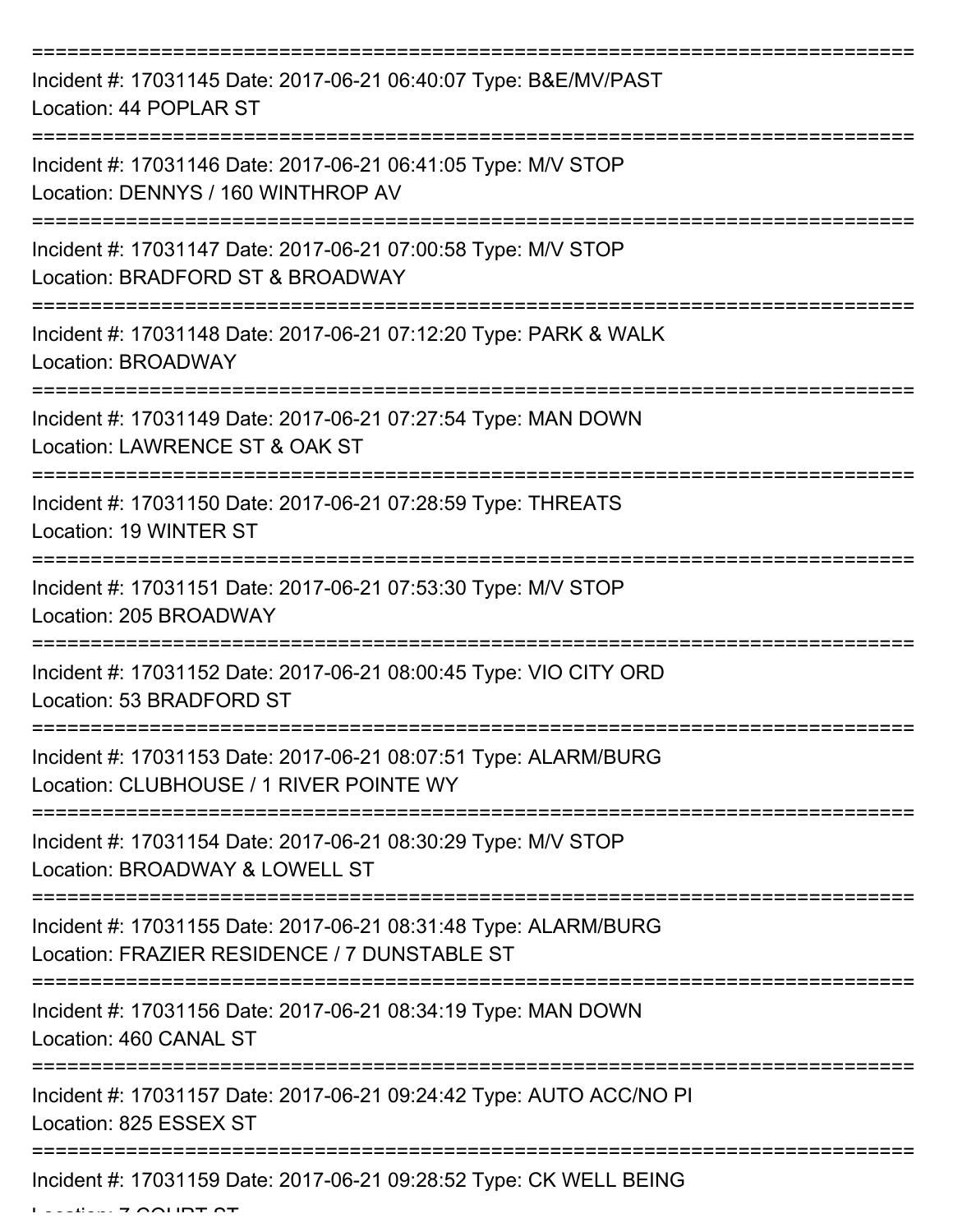===========================================================================

Incident #: 17031145 Date: 2017-06-21 06:40:07 Type: B&E/MV/PAST

Location: 44 POPLAR ST

===========================================================================

Incident #: 17031146 Date: 2017-06-21 06:41:05 Type: M/V STOP

Location: DENNYS / 160 WINTHROP AV

===========================================================================

Incident #: 17031147 Date: 2017-06-21 07:00:58 Type: M/V STOP

Location: BRADFORD ST & BROADWAY

===========================================================================

Incident #: 17031148 Date: 2017-06-21 07:12:20 Type: PARK & WALK

Location: BROADWAY

===========================================================================

Incident #: 17031149 Date: 2017-06-21 07:27:54 Type: MAN DOWN

Location: LAWRENCE ST & OAK ST

===========================================================================

Incident #: 17031150 Date: 2017-06-21 07:28:59 Type: THREATS

Location: 19 WINTER ST

===========================================================================

Incident #: 17031151 Date: 2017-06-21 07:53:30 Type: M/V STOP

Location: 205 BROADWAY

===========================================================================

Incident #: 17031152 Date: 2017-06-21 08:00:45 Type: VIO CITY ORD

Location: 53 BRADFORD ST

===========================================================================

Incident #: 17031153 Date: 2017-06-21 08:07:51 Type: ALARM/BURG

Location: CLUBHOUSE / 1 RIVER POINTE WY

===========================================================================

Incident #: 17031154 Date: 2017-06-21 08:30:29 Type: M/V STOP

Location: BROADWAY & LOWELL ST

===========================================================================

Incident #: 17031155 Date: 2017-06-21 08:31:48 Type: ALARM/BURG

Location: FRAZIER RESIDENCE / 7 DUNSTABLE ST

===========================================================================

Incident #: 17031156 Date: 2017-06-21 08:34:19 Type: MAN DOWN

Location: 460 CANAL ST

===========================================================================

Incident #: 17031157 Date: 2017-06-21 09:24:42 Type: AUTO ACC/NO PI

Location: 825 ESSEX ST

===========================================================================

Incident #: 17031159 Date: 2017-06-21 09:28:52 Type: CK WELL BEING

Location: 7 COURT ST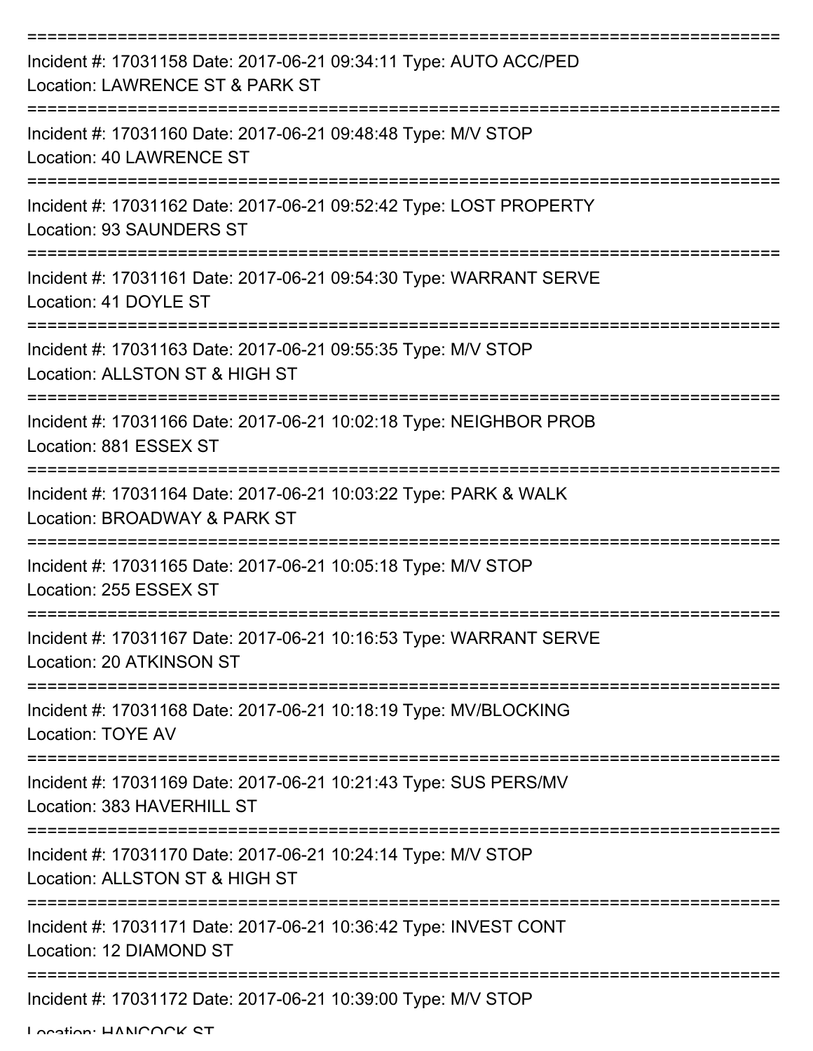===========================================================================

Incident #: 17031158 Date: 2017-06-21 09:34:11 Type: AUTO ACC/PED

Location: LAWRENCE ST & PARK ST

===========================================================================

Incident #: 17031160 Date: 2017-06-21 09:48:48 Type: M/V STOP

Location: 40 LAWRENCE ST

===========================================================================

Incident #: 17031162 Date: 2017-06-21 09:52:42 Type: LOST PROPERTY

Location: 93 SAUNDERS ST

===========================================================================

Incident #: 17031161 Date: 2017-06-21 09:54:30 Type: WARRANT SERVE

Location: 41 DOYLE ST

===========================================================================

Incident #: 17031163 Date: 2017-06-21 09:55:35 Type: M/V STOP

Location: ALLSTON ST & HIGH ST

===========================================================================

Incident #: 17031166 Date: 2017-06-21 10:02:18 Type: NEIGHBOR PROB

Location: 881 ESSEX ST

===========================================================================

Incident #: 17031164 Date: 2017-06-21 10:03:22 Type: PARK & WALK

Location: BROADWAY & PARK ST

===========================================================================

Incident #: 17031165 Date: 2017-06-21 10:05:18 Type: M/V STOP

Location: 255 ESSEX ST

===========================================================================

Incident #: 17031167 Date: 2017-06-21 10:16:53 Type: WARRANT SERVE

Location: 20 ATKINSON ST

===========================================================================

Incident #: 17031168 Date: 2017-06-21 10:18:19 Type: MV/BLOCKING

Location: TOYE AV

===========================================================================

Incident #: 17031169 Date: 2017-06-21 10:21:43 Type: SUS PERS/MV

Location: 383 HAVERHILL ST

===========================================================================

Incident #: 17031170 Date: 2017-06-21 10:24:14 Type: M/V STOP

Location: ALLSTON ST & HIGH ST

===========================================================================

Incident #: 17031171 Date: 2017-06-21 10:36:42 Type: INVEST CONT

Location: 12 DIAMOND ST

===========================================================================

Incident #: 17031172 Date: 2017-06-21 10:39:00 Type: M/V STOP

Location: HANCOCK ST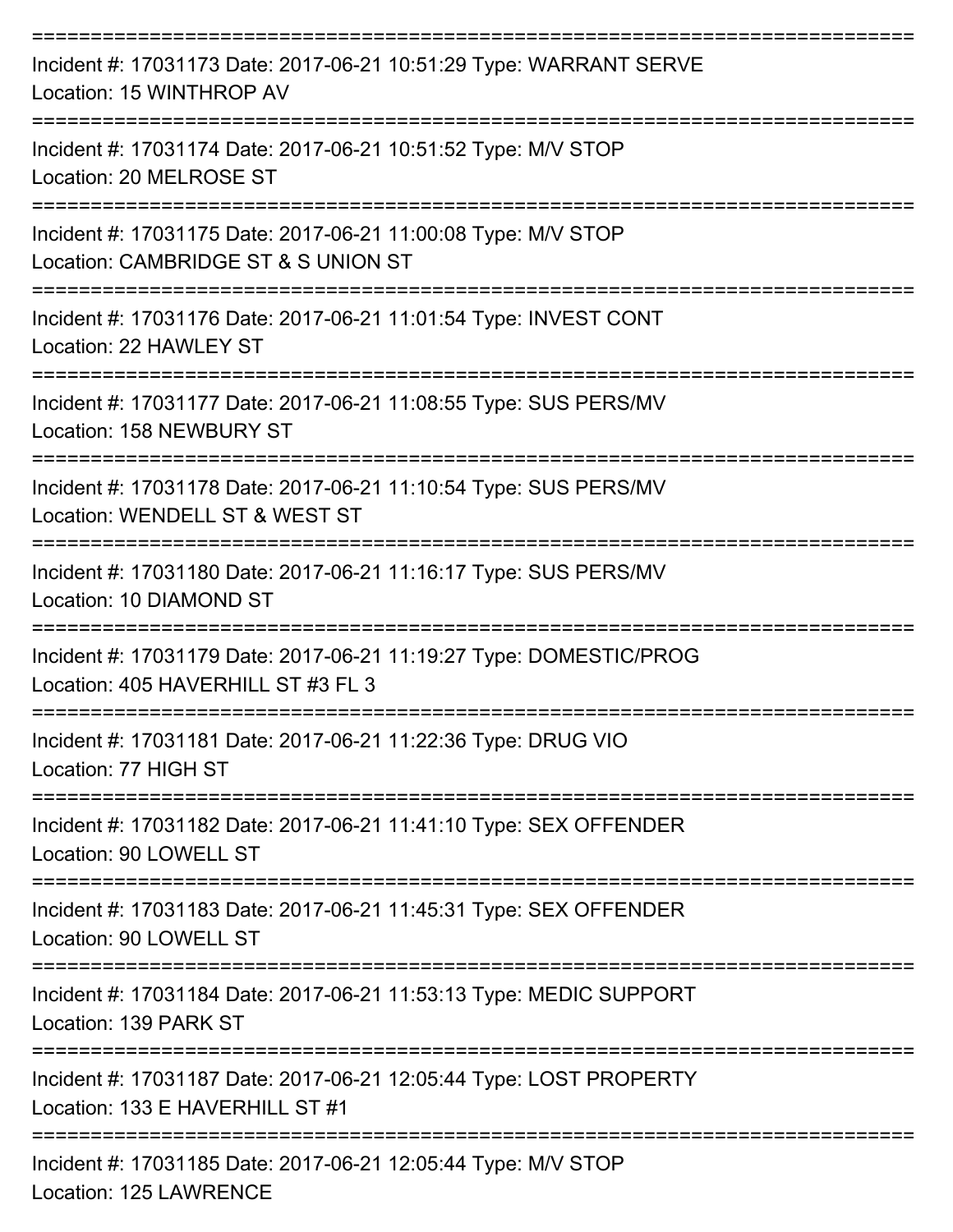===========================================================================

Incident #: 17031173 Date: 2017-06-21 10:51:29 Type: WARRANT SERVE
Location: 15 WINTHROP AV

===========================================================================

Incident #: 17031174 Date: 2017-06-21 10:51:52 Type: M/V STOP
Location: 20 MELROSE ST

===========================================================================

Incident #: 17031175 Date: 2017-06-21 11:00:08 Type: M/V STOP
Location: CAMBRIDGE ST & S UNION ST

===========================================================================

Incident #: 17031176 Date: 2017-06-21 11:01:54 Type: INVEST CONT
Location: 22 HAWLEY ST

===========================================================================

Incident #: 17031177 Date: 2017-06-21 11:08:55 Type: SUS PERS/MV
Location: 158 NEWBURY ST

===========================================================================

Incident #: 17031178 Date: 2017-06-21 11:10:54 Type: SUS PERS/MV
Location: WENDELL ST & WEST ST

===========================================================================

Incident #: 17031180 Date: 2017-06-21 11:16:17 Type: SUS PERS/MV
Location: 10 DIAMOND ST

===========================================================================

Incident #: 17031179 Date: 2017-06-21 11:19:27 Type: DOMESTIC/PROG
Location: 405 HAVERHILL ST #3 FL 3

===========================================================================

Incident #: 17031181 Date: 2017-06-21 11:22:36 Type: DRUG VIO
Location: 77 HIGH ST

===========================================================================

Incident #: 17031182 Date: 2017-06-21 11:41:10 Type: SEX OFFENDER
Location: 90 LOWELL ST

===========================================================================

Incident #: 17031183 Date: 2017-06-21 11:45:31 Type: SEX OFFENDER
Location: 90 LOWELL ST

===========================================================================

Incident #: 17031184 Date: 2017-06-21 11:53:13 Type: MEDIC SUPPORT
Location: 139 PARK ST

===========================================================================

Incident #: 17031187 Date: 2017-06-21 12:05:44 Type: LOST PROPERTY
Location: 133 E HAVERHILL ST #1

===========================================================================

Incident #: 17031185 Date: 2017-06-21 12:05:44 Type: M/V STOP
Location: 125 LAWRENCE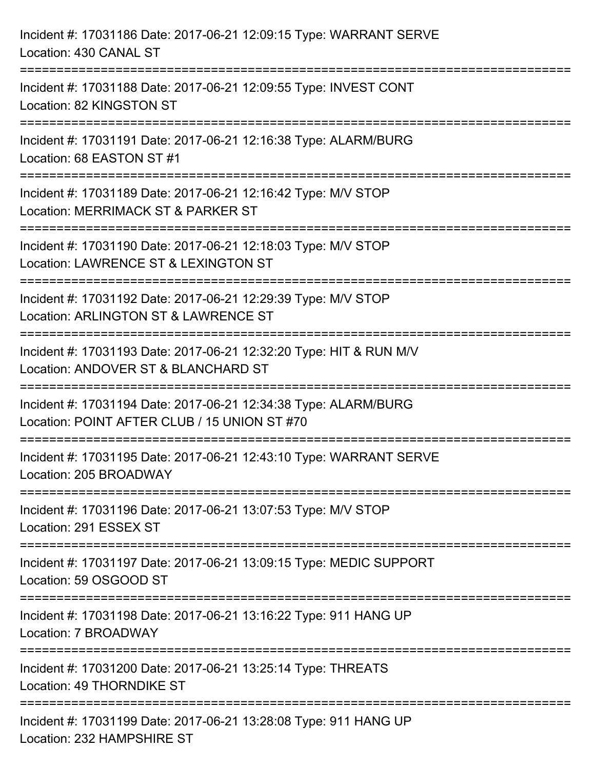Incident #: 17031186 Date: 2017-06-21 12:09:15 Type: WARRANT SERVE
Location: 430 CANAL ST

===========================================================================

Incident #: 17031188 Date: 2017-06-21 12:09:55 Type: INVEST CONT
Location: 82 KINGSTON ST

===========================================================================

Incident #: 17031191 Date: 2017-06-21 12:16:38 Type: ALARM/BURG
Location: 68 EASTON ST #1

===========================================================================

Incident #: 17031189 Date: 2017-06-21 12:16:42 Type: M/V STOP
Location: MERRIMACK ST & PARKER ST

===========================================================================

Incident #: 17031190 Date: 2017-06-21 12:18:03 Type: M/V STOP
Location: LAWRENCE ST & LEXINGTON ST

===========================================================================

Incident #: 17031192 Date: 2017-06-21 12:29:39 Type: M/V STOP
Location: ARLINGTON ST & LAWRENCE ST

===========================================================================

Incident #: 17031193 Date: 2017-06-21 12:32:20 Type: HIT & RUN M/V
Location: ANDOVER ST & BLANCHARD ST

===========================================================================

Incident #: 17031194 Date: 2017-06-21 12:34:38 Type: ALARM/BURG
Location: POINT AFTER CLUB / 15 UNION ST #70

===========================================================================

Incident #: 17031195 Date: 2017-06-21 12:43:10 Type: WARRANT SERVE
Location: 205 BROADWAY

===========================================================================

Incident #: 17031196 Date: 2017-06-21 13:07:53 Type: M/V STOP
Location: 291 ESSEX ST

===========================================================================

Incident #: 17031197 Date: 2017-06-21 13:09:15 Type: MEDIC SUPPORT
Location: 59 OSGOOD ST

===========================================================================

Incident #: 17031198 Date: 2017-06-21 13:16:22 Type: 911 HANG UP
Location: 7 BROADWAY

===========================================================================

Incident #: 17031200 Date: 2017-06-21 13:25:14 Type: THREATS
Location: 49 THORNDIKE ST

===========================================================================

Incident #: 17031199 Date: 2017-06-21 13:28:08 Type: 911 HANG UP
Location: 232 HAMPSHIRE ST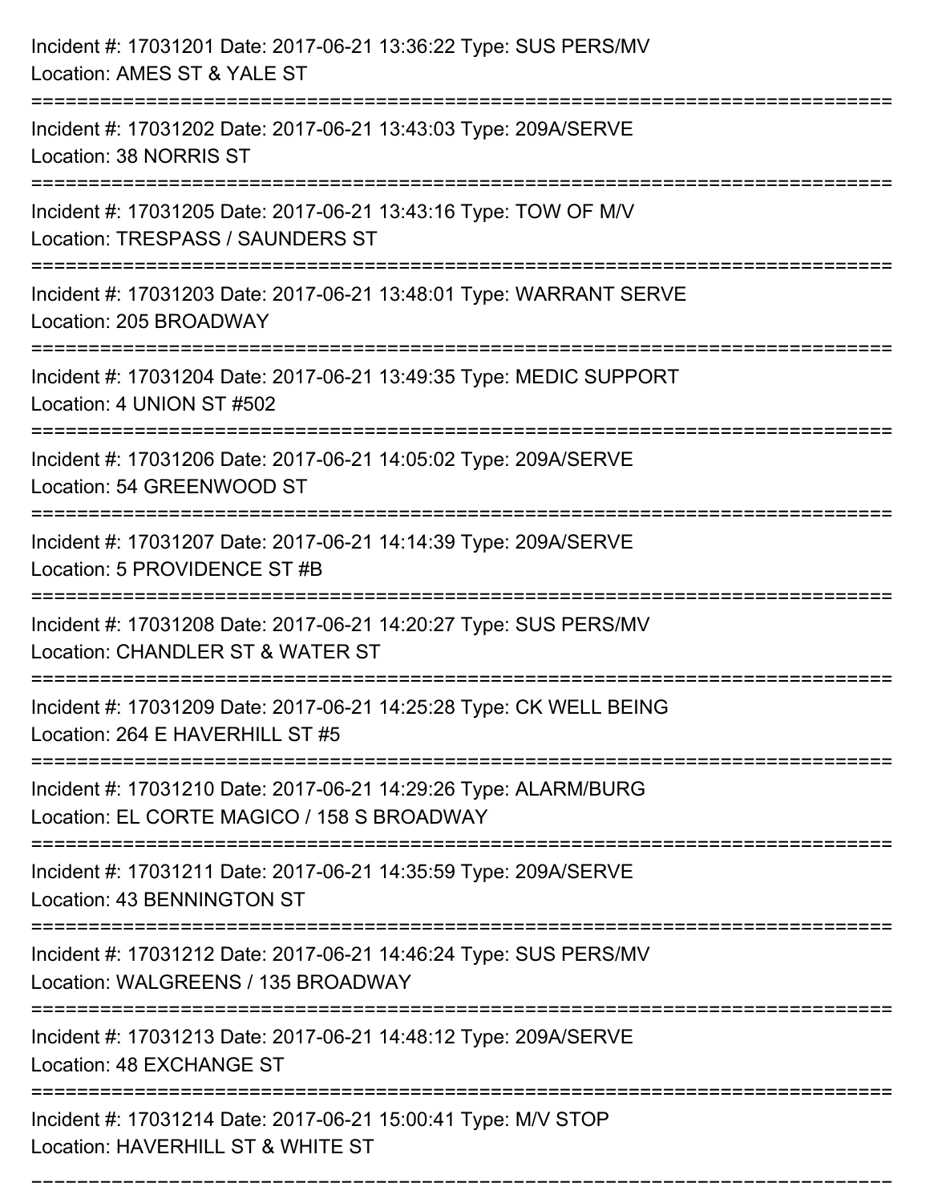Incident #: 17031201 Date: 2017-06-21 13:36:22 Type: SUS PERS/MV
Location: AMES ST & YALE ST

===========================================================================

Incident #: 17031202 Date: 2017-06-21 13:43:03 Type: 209A/SERVE
Location: 38 NORRIS ST

===========================================================================

Incident #: 17031205 Date: 2017-06-21 13:43:16 Type: TOW OF M/V
Location: TRESPASS / SAUNDERS ST

===========================================================================

Incident #: 17031203 Date: 2017-06-21 13:48:01 Type: WARRANT SERVE
Location: 205 BROADWAY

===========================================================================

Incident #: 17031204 Date: 2017-06-21 13:49:35 Type: MEDIC SUPPORT
Location: 4 UNION ST #502

===========================================================================

Incident #: 17031206 Date: 2017-06-21 14:05:02 Type: 209A/SERVE
Location: 54 GREENWOOD ST

===========================================================================

Incident #: 17031207 Date: 2017-06-21 14:14:39 Type: 209A/SERVE
Location: 5 PROVIDENCE ST #B

===========================================================================

Incident #: 17031208 Date: 2017-06-21 14:20:27 Type: SUS PERS/MV
Location: CHANDLER ST & WATER ST

===========================================================================

Incident #: 17031209 Date: 2017-06-21 14:25:28 Type: CK WELL BEING
Location: 264 E HAVERHILL ST #5

===========================================================================

Incident #: 17031210 Date: 2017-06-21 14:29:26 Type: ALARM/BURG
Location: EL CORTE MAGICO / 158 S BROADWAY

===========================================================================

Incident #: 17031211 Date: 2017-06-21 14:35:59 Type: 209A/SERVE
Location: 43 BENNINGTON ST

===========================================================================

Incident #: 17031212 Date: 2017-06-21 14:46:24 Type: SUS PERS/MV
Location: WALGREENS / 135 BROADWAY

===========================================================================

Incident #: 17031213 Date: 2017-06-21 14:48:12 Type: 209A/SERVE
Location: 48 EXCHANGE ST

===========================================================================

Incident #: 17031214 Date: 2017-06-21 15:00:41 Type: M/V STOP
Location: HAVERHILL ST & WHITE ST

===========================================================================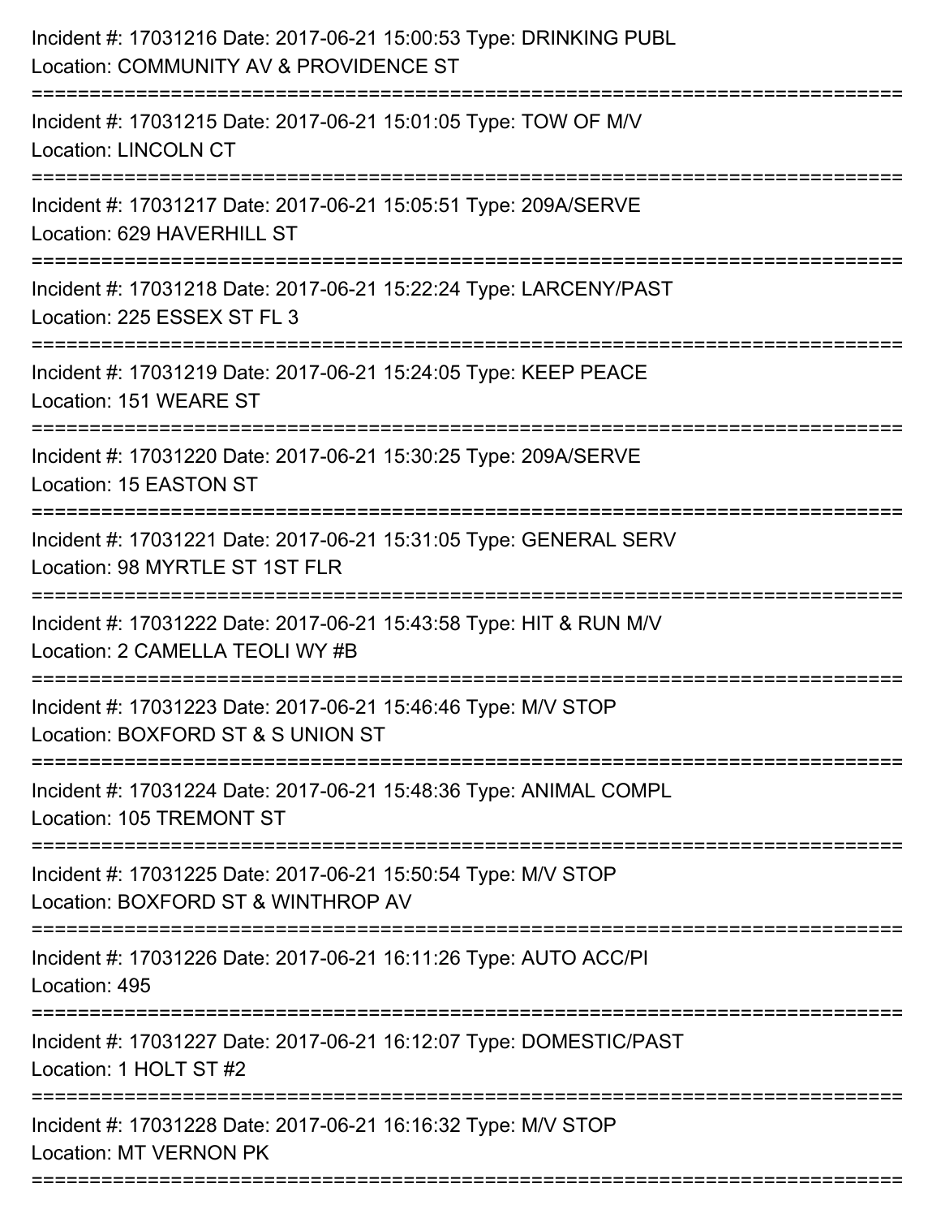Incident #: 17031216 Date: 2017-06-21 15:00:53 Type: DRINKING PUBL
Location: COMMUNITY AV & PROVIDENCE ST

===========================================================================

Incident #: 17031215 Date: 2017-06-21 15:01:05 Type: TOW OF M/V
Location: LINCOLN CT

===========================================================================

Incident #: 17031217 Date: 2017-06-21 15:05:51 Type: 209A/SERVE
Location: 629 HAVERHILL ST

===========================================================================

Incident #: 17031218 Date: 2017-06-21 15:22:24 Type: LARCENY/PAST
Location: 225 ESSEX ST FL 3

===========================================================================

Incident #: 17031219 Date: 2017-06-21 15:24:05 Type: KEEP PEACE
Location: 151 WEARE ST

===========================================================================

Incident #: 17031220 Date: 2017-06-21 15:30:25 Type: 209A/SERVE
Location: 15 EASTON ST

===========================================================================

Incident #: 17031221 Date: 2017-06-21 15:31:05 Type: GENERAL SERV
Location: 98 MYRTLE ST 1ST FLR

===========================================================================

Incident #: 17031222 Date: 2017-06-21 15:43:58 Type: HIT & RUN M/V
Location: 2 CAMELLA TEOLI WY #B

===========================================================================

Incident #: 17031223 Date: 2017-06-21 15:46:46 Type: M/V STOP
Location: BOXFORD ST & S UNION ST

===========================================================================

Incident #: 17031224 Date: 2017-06-21 15:48:36 Type: ANIMAL COMPL
Location: 105 TREMONT ST

===========================================================================

Incident #: 17031225 Date: 2017-06-21 15:50:54 Type: M/V STOP
Location: BOXFORD ST & WINTHROP AV

===========================================================================

Incident #: 17031226 Date: 2017-06-21 16:11:26 Type: AUTO ACC/PI
Location: 495

===========================================================================

Incident #: 17031227 Date: 2017-06-21 16:12:07 Type: DOMESTIC/PAST
Location: 1 HOLT ST #2

===========================================================================

Incident #: 17031228 Date: 2017-06-21 16:16:32 Type: M/V STOP
Location: MT VERNON PK

===========================================================================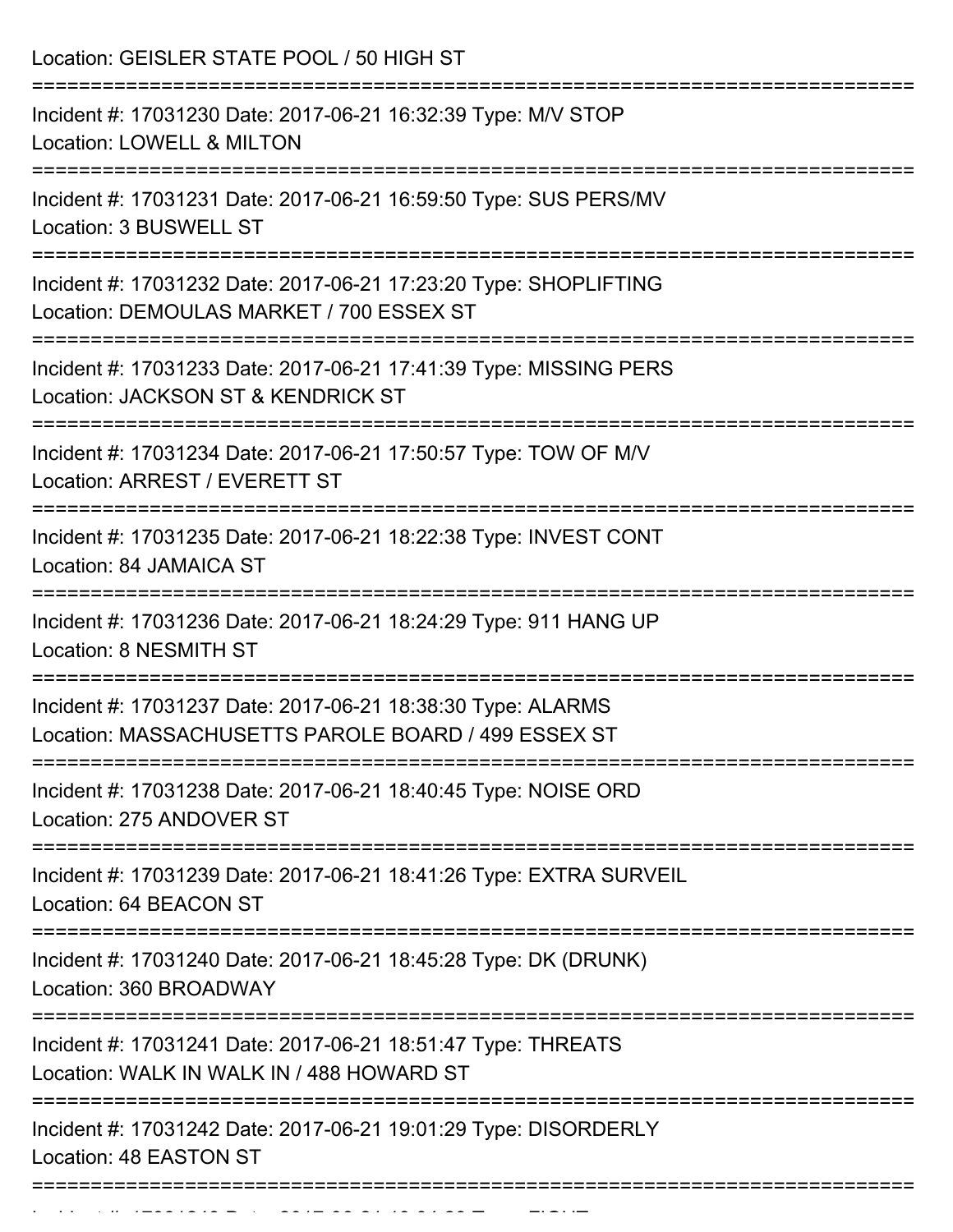Location: GEISLER STATE POOL / 50 HIGH ST

===========================================================================

Incident #: 17031230 Date: 2017-06-21 16:32:39 Type: M/V STOP
Location: LOWELL & MILTON

===========================================================================

Incident #: 17031231 Date: 2017-06-21 16:59:50 Type: SUS PERS/MV
Location: 3 BUSWELL ST

===========================================================================

Incident #: 17031232 Date: 2017-06-21 17:23:20 Type: SHOPLIFTING
Location: DEMOULAS MARKET / 700 ESSEX ST

===========================================================================

Incident #: 17031233 Date: 2017-06-21 17:41:39 Type: MISSING PERS
Location: JACKSON ST & KENDRICK ST

===========================================================================

Incident #: 17031234 Date: 2017-06-21 17:50:57 Type: TOW OF M/V
Location: ARREST / EVERETT ST

===========================================================================

Incident #: 17031235 Date: 2017-06-21 18:22:38 Type: INVEST CONT
Location: 84 JAMAICA ST

===========================================================================

Incident #: 17031236 Date: 2017-06-21 18:24:29 Type: 911 HANG UP
Location: 8 NESMITH ST

===========================================================================

Incident #: 17031237 Date: 2017-06-21 18:38:30 Type: ALARMS
Location: MASSACHUSETTS PAROLE BOARD / 499 ESSEX ST

===========================================================================

Incident #: 17031238 Date: 2017-06-21 18:40:45 Type: NOISE ORD
Location: 275 ANDOVER ST

===========================================================================

Incident #: 17031239 Date: 2017-06-21 18:41:26 Type: EXTRA SURVEIL
Location: 64 BEACON ST

===========================================================================

Incident #: 17031240 Date: 2017-06-21 18:45:28 Type: DK (DRUNK)
Location: 360 BROADWAY

===========================================================================

Incident #: 17031241 Date: 2017-06-21 18:51:47 Type: THREATS
Location: WALK IN WALK IN / 488 HOWARD ST

===========================================================================

Incident #: 17031242 Date: 2017-06-21 19:01:29 Type: DISORDERLY
Location: 48 EASTON ST

===========================================================================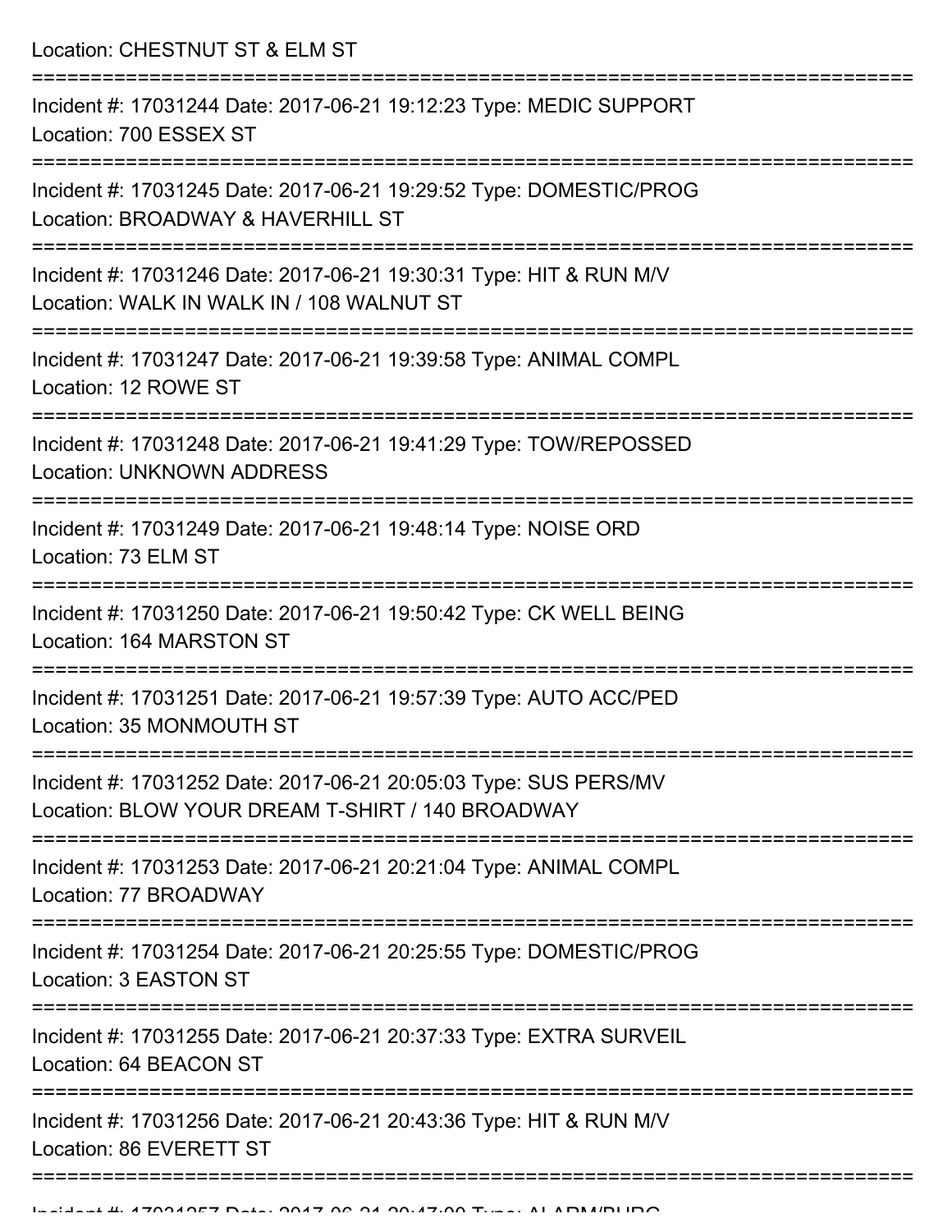Location: CHESTNUT ST & ELM ST

===========================================================================

Incident #: 17031244 Date: 2017-06-21 19:12:23 Type: MEDIC SUPPORT
Location: 700 ESSEX ST

===========================================================================

Incident #: 17031245 Date: 2017-06-21 19:29:52 Type: DOMESTIC/PROG
Location: BROADWAY & HAVERHILL ST

===========================================================================

Incident #: 17031246 Date: 2017-06-21 19:30:31 Type: HIT & RUN M/V
Location: WALK IN WALK IN / 108 WALNUT ST

===========================================================================

Incident #: 17031247 Date: 2017-06-21 19:39:58 Type: ANIMAL COMPL
Location: 12 ROWE ST

===========================================================================

Incident #: 17031248 Date: 2017-06-21 19:41:29 Type: TOW/REPOSSED
Location: UNKNOWN ADDRESS

===========================================================================

Incident #: 17031249 Date: 2017-06-21 19:48:14 Type: NOISE ORD
Location: 73 ELM ST

===========================================================================

Incident #: 17031250 Date: 2017-06-21 19:50:42 Type: CK WELL BEING
Location: 164 MARSTON ST

===========================================================================

Incident #: 17031251 Date: 2017-06-21 19:57:39 Type: AUTO ACC/PED
Location: 35 MONMOUTH ST

===========================================================================

Incident #: 17031252 Date: 2017-06-21 20:05:03 Type: SUS PERS/MV
Location: BLOW YOUR DREAM T-SHIRT / 140 BROADWAY

===========================================================================

Incident #: 17031253 Date: 2017-06-21 20:21:04 Type: ANIMAL COMPL
Location: 77 BROADWAY

===========================================================================

Incident #: 17031254 Date: 2017-06-21 20:25:55 Type: DOMESTIC/PROG
Location: 3 EASTON ST

===========================================================================

Incident #: 17031255 Date: 2017-06-21 20:37:33 Type: EXTRA SURVEIL
Location: 64 BEACON ST

===========================================================================

Incident #: 17031256 Date: 2017-06-21 20:43:36 Type: HIT & RUN M/V
Location: 86 EVERETT ST

===========================================================================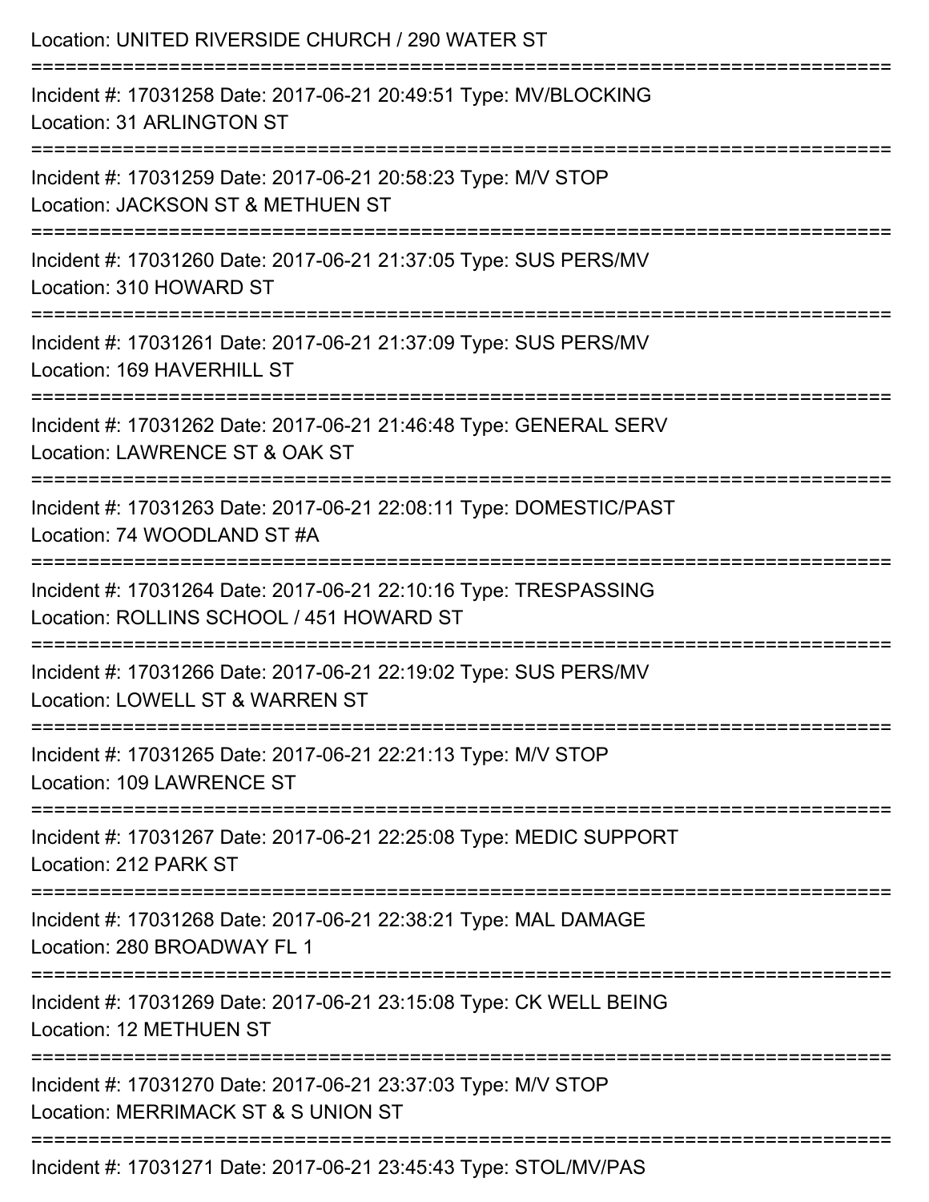Location: UNITED RIVERSIDE CHURCH / 290 WATER ST

===========================================================================

Incident #: 17031258 Date: 2017-06-21 20:49:51 Type: MV/BLOCKING
Location: 31 ARLINGTON ST

===========================================================================

Incident #: 17031259 Date: 2017-06-21 20:58:23 Type: M/V STOP
Location: JACKSON ST & METHUEN ST

===========================================================================

Incident #: 17031260 Date: 2017-06-21 21:37:05 Type: SUS PERS/MV
Location: 310 HOWARD ST

===========================================================================

Incident #: 17031261 Date: 2017-06-21 21:37:09 Type: SUS PERS/MV
Location: 169 HAVERHILL ST

===========================================================================

Incident #: 17031262 Date: 2017-06-21 21:46:48 Type: GENERAL SERV
Location: LAWRENCE ST & OAK ST

===========================================================================

Incident #: 17031263 Date: 2017-06-21 22:08:11 Type: DOMESTIC/PAST
Location: 74 WOODLAND ST #A

===========================================================================

Incident #: 17031264 Date: 2017-06-21 22:10:16 Type: TRESPASSING
Location: ROLLINS SCHOOL / 451 HOWARD ST

===========================================================================

Incident #: 17031266 Date: 2017-06-21 22:19:02 Type: SUS PERS/MV
Location: LOWELL ST & WARREN ST

===========================================================================

Incident #: 17031265 Date: 2017-06-21 22:21:13 Type: M/V STOP
Location: 109 LAWRENCE ST

===========================================================================

Incident #: 17031267 Date: 2017-06-21 22:25:08 Type: MEDIC SUPPORT
Location: 212 PARK ST

===========================================================================

Incident #: 17031268 Date: 2017-06-21 22:38:21 Type: MAL DAMAGE
Location: 280 BROADWAY FL 1

===========================================================================

Incident #: 17031269 Date: 2017-06-21 23:15:08 Type: CK WELL BEING
Location: 12 METHUEN ST

===========================================================================

Incident #: 17031270 Date: 2017-06-21 23:37:03 Type: M/V STOP
Location: MERRIMACK ST & S UNION ST

===========================================================================

Incident #: 17031271 Date: 2017-06-21 23:45:43 Type: STOL/MV/PAS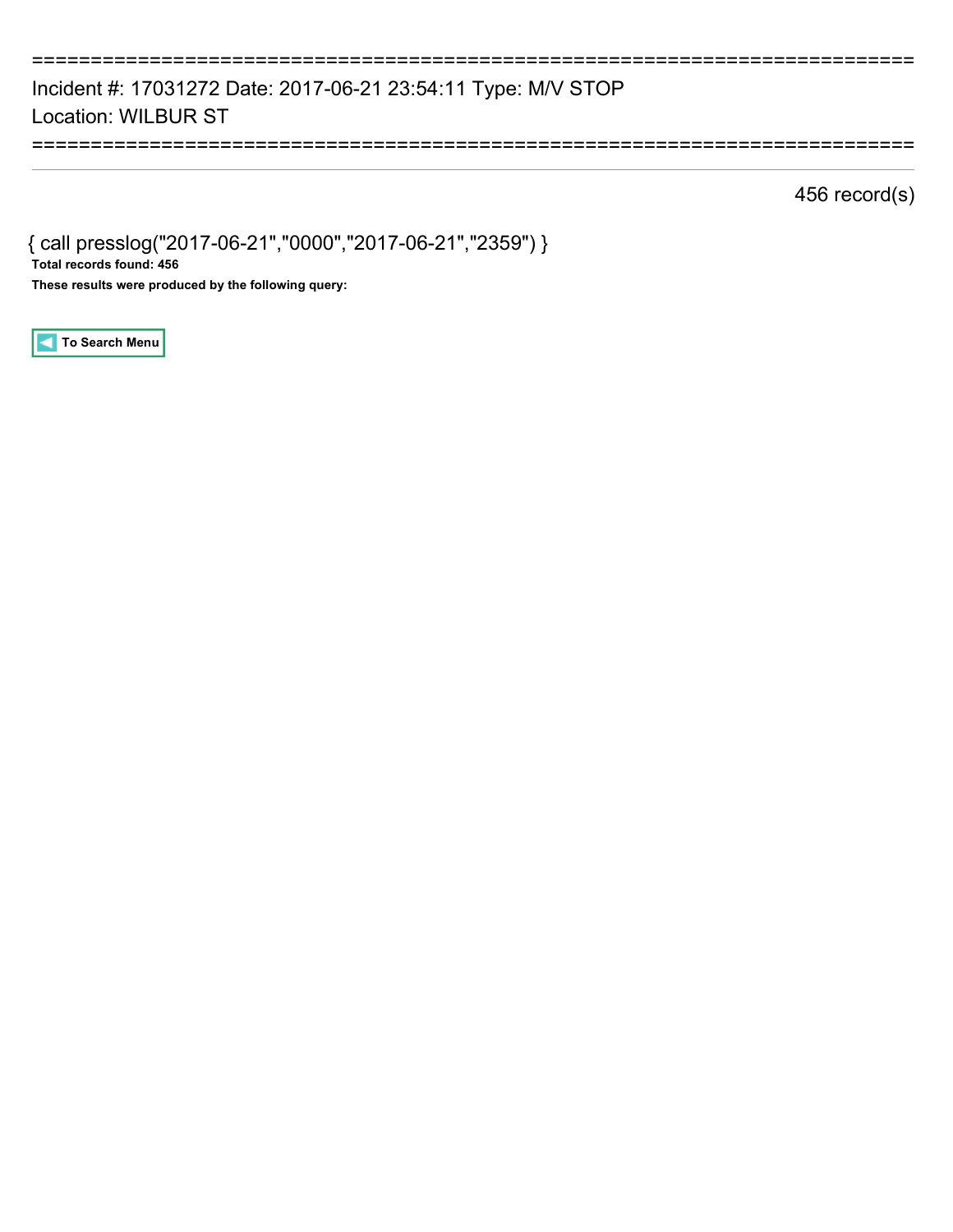===========================================================================

Incident #: 17031272 Date: 2017-06-21 23:54:11 Type: M/V STOP
Location: WILBUR ST

===========================================================================

---

456 record(s)

{ call presslog("2017-06-21","0000","2017-06-21","2359") }

**Total records found: 456**

**These results were produced by the following query:**

**To Search Menu**